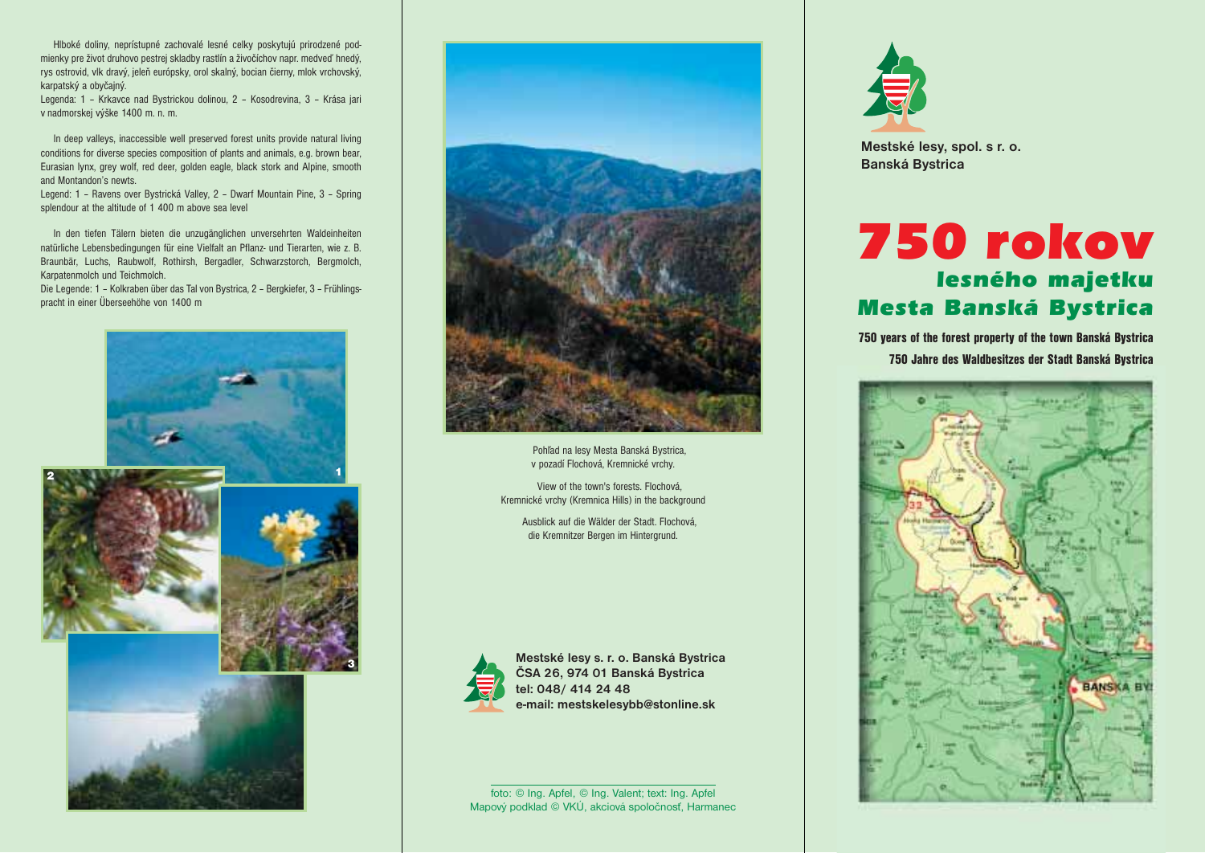Hlboké doliny, neprístupné zachovalé lesné celky poskytujú prirodzené podmienky pre život druhovo pestrej skladby rastlín a živočíchov napr. medveď hnedý, rys ostrovid, vlk dravý, jeleň európsky, orol skalný, bocian čierny, mlok vrchovský, karpatský a obyčajný.
Legenda: 1 – Krkavce nad Bystrickou dolinou, 2 – Kosodrevina, 3 – Krása jari v nadmorskej výške 1400 m. n. m.

In deep valleys, inaccessible well preserved forest units provide natural living conditions for diverse species composition of plants and animals, e.g. brown bear, Eurasian lynx, grey wolf, red deer, golden eagle, black stork and Alpine, smooth and Montandon's newts.
Legend: 1 – Ravens over Bystrická Valley, 2 – Dwarf Mountain Pine, 3 – Spring splendour at the altitude of 1 400 m above sea level

In den tiefen Tälern bieten die unzugänglichen unversehrten Waldeinheiten natürliche Lebensbedingungen für eine Vielfalt an Pflanz- und Tierarten, wie z. B. Braunbär, Luchs, Raubwolf, Rothirsh, Bergadler, Schwarzstorch, Bergmolch, Karpatenmolch und Teichmolch.
Die Legende: 1 – Kolkraben über das Tal von Bystrica, 2 – Bergkiefer, 3 – Frühlingspracht in einer Überseehöhe von 1400 m

Pohľad na lesy Mesta Banská Bystrica, v pozadí Flochová, Kremnické vrchy.

View of the town's forests. Flochová, Kremnické vrchy (Kremnica Hills) in the background

Ausblick auf die Wälder der Stadt. Flochová, die Kremnitzer Bergen im Hintergrund.

**Mestské lesy s. r. o. Banská Bystrica**
**ČSA 26, 974 01 Banská Bystrica**
**tel: 048/ 414 24 48**
**e-mail: mestskelesybb@stonline.sk**

foto: © Ing. Apfel, © Ing. Valent; text: Ing. Apfel
Mapový podklad © VKÚ, akciová spoločnosť, Harmanec

**Mestské lesy, spol. s r. o.**
**Banská Bystrica**

# 750 rokov
## lesného majetku Mesta Banská Bystrica

**750 years of the forest property of the town Banská Bystrica**

**750 Jahre des Waldbesitzes der Stadt Banská Bystrica**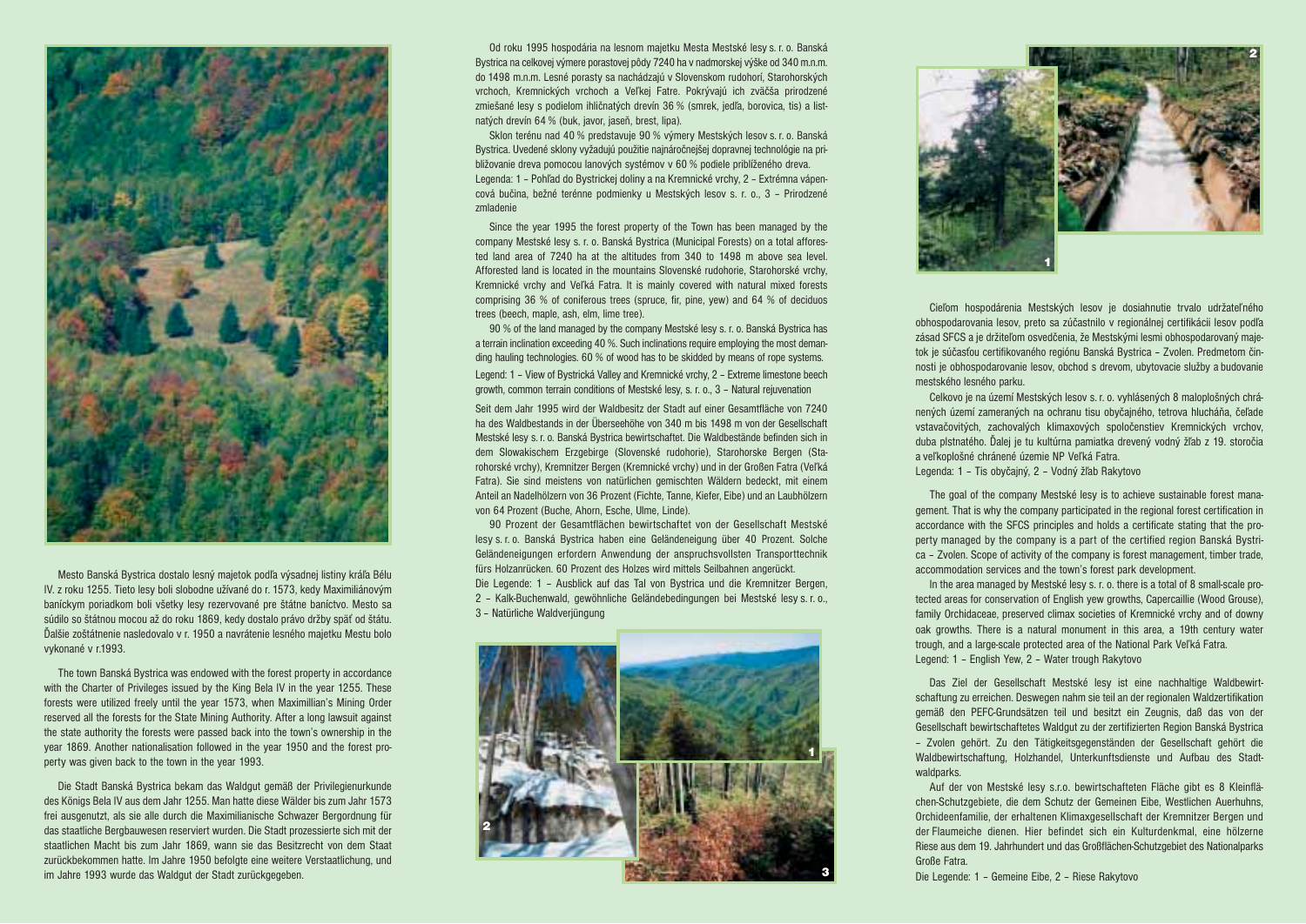Mesto Banská Bystrica dostalo lesný majetok podľa výsadnej listiny kráľa Bélu IV. z roku 1255. Tieto lesy boli slobodne užívané do r. 1573, kedy Maximiliánovým baníckym poriadkom boli všetky lesy rezervované pre štátne baníctvo. Mesto sa súdilo so štátnou mocou až do roku 1869, kedy dostalo právo držby späť od štátu. Ďalšie zoštátnenie nasledovalo v r. 1950 a navrátenie lesného majetku Mestu bolo vykonané v r.1993.

The town Banská Bystrica was endowed with the forest property in accordance with the Charter of Privileges issued by the King Bela IV in the year 1255. These forests were utilized freely until the year 1573, when Maximillian's Mining Order reserved all the forests for the State Mining Authority. After a long lawsuit against the state authority the forests were passed back into the town's ownership in the year 1869. Another nationalisation followed in the year 1950 and the forest property was given back to the town in the year 1993.

Die Stadt Banská Bystrica bekam das Waldgut gemäß der Privilegienurkunde des Königs Bela IV aus dem Jahr 1255. Man hatte diese Wälder bis zum Jahr 1573 frei ausgenutzt, als sie alle durch die Maximilianische Schwazer Bergordnung für das staatliche Bergbauwesen reserviert wurden. Die Stadt prozessierte sich mit der staatlichen Macht bis zum Jahr 1869, wann sie das Besitzrecht von dem Staat zurückbekommen hatte. Im Jahre 1950 befolgte eine weitere Verstaatlichung, und im Jahre 1993 wurde das Waldgut der Stadt zurückgegeben.

Od roku 1995 hospodária na lesnom majetku Mesta Mestské lesy s. r. o. Banská Bystrica na celkovej výmere porastovej pôdy 7240 ha v nadmorskej výške od 340 m.n.m. do 1498 m.n.m. Lesné porasty sa nachádzajú v Slovenskom rudohorí, Starohorských vrchoch, Kremnických vrchoch a Veľkej Fatre. Pokrývajú ich zväčša prirodzené zmiešané lesy s podielom ihličnatých drevín 36 % (smrek, jedľa, borovica, tis) a listnatých drevín 64 % (buk, javor, jaseň, brest, lipa).

Sklon terénu nad 40 % predstavuje 90 % výmery Mestských lesov s. r. o. Banská Bystrica. Uvedené sklony vyžadujú použitie najnáročnejšej dopravnej technológie na približovanie dreva pomocou lanových systémov v 60 % podiele približeného dreva.

Legenda: 1 – Pohľad do Bystrickej doliny a na Kremnické vrchy, 2 – Extrémna vápencová bučina, bežné terénne podmienky u Mestských lesov s. r. o., 3 – Prirodzené zmladenie

Since the year 1995 the forest property of the Town has been managed by the company Mestské lesy s. r. o. Banská Bystrica (Municipal Forests) on a total afforested land area of 7240 ha at the altitudes from 340 to 1498 m above sea level. Afforested land is located in the mountains Slovenské rudohorie, Starohorské vrchy, Kremnické vrchy and Veľká Fatra. It is mainly covered with natural mixed forests comprising 36 % of coniferous trees (spruce, fir, pine, yew) and 64 % of deciduos trees (beech, maple, ash, elm, lime tree).

90 % of the land managed by the company Mestské lesy s. r. o. Banská Bystrica has a terrain inclination exceeding 40 %. Such inclinations require employing the most demanding hauling technologies. 60 % of wood has to be skidded by means of rope systems.

Legend: 1 – View of Bystrická Valley and Kremnické vrchy, 2 – Extreme limestone beech growth, common terrain conditions of Mestské lesy, s. r. o., 3 – Natural rejuvenation

Seit dem Jahr 1995 wird der Waldbesitz der Stadt auf einer Gesamtfläche von 7240 ha des Waldbestands in der Überseehöhe von 340 m bis 1498 m von der Gesellschaft Mestské lesy s. r. o. Banská Bystrica bewirtschaftet. Die Waldbestände befinden sich in dem Slowakischem Erzgebirge (Slovenské rudohorie), Starohorske Bergen (Starohorské vrchy), Kremnitzer Bergen (Kremnické vrchy) und in der Großen Fatra (Veľká Fatra). Sie sind meistens von natürlichen gemischten Wäldern bedeckt, mit einem Anteil an Nadelhölzern von 36 Prozent (Fichte, Tanne, Kiefer, Eibe) und an Laubhölzern von 64 Prozent (Buche, Ahorn, Esche, Ulme, Linde).

90 Prozent der Gesamtflächen bewirtschaftet von der Gesellschaft Mestské lesy s. r. o. Banská Bystrica haben eine Geländeneigung über 40 Prozent. Solche Geländeneigungen erfordern Anwendung der anspruchsvollsten Transporttechnik fürs Holzanrücken. 60 Prozent des Holzes wird mittels Seilbahnen angerückt.

Die Legende: 1 – Ausblick auf das Tal von Bystrica und die Kremnitzer Bergen, 2 – Kalk-Buchenwald, gewöhnliche Geländebedingungen bei Mestské lesy s. r. o., 3 – Natürliche Waldverjüngung

1

2

3

2

1

Cieľom hospodárenia Mestských lesov je dosiahnutie trvalo udržateľného obhospodarovania lesov, preto sa zúčastnilo v regionálnej certifikácii lesov podľa zásad SFCS a je držiteľom osvedčenia, že Mestskými lesmi obhospodarovaný majetok je súčasťou certifikovaného regiónu Banská Bystrica – Zvolen. Predmetom činnosti je obhospodarovanie lesov, obchod s drevom, ubytovacie služby a budovanie mestského lesného parku.

Celkovo je na území Mestských lesov s. r. o. vyhlásených 8 maloplošných chránených území zameraných na ochranu tisu obyčajného, tetrova hlucháňa, čeľade vstavačovitých, zachovalých klimaxových spoločenstiev Kremnických vrchov, duba plstnatého. Ďalej je tu kultúrna pamiatka drevený vodný žľab z 19. storočia a veľkoplošné chránené územie NP Veľká Fatra.

Legenda: 1 – Tis obyčajný, 2 – Vodný žľab Rakytovo

The goal of the company Mestské lesy is to achieve sustainable forest management. That is why the company participated in the regional forest certification in accordance with the SFCS principles and holds a certificate stating that the property managed by the company is a part of the certified region Banská Bystrica – Zvolen. Scope of activity of the company is forest management, timber trade, accommodation services and the town's forest park development.

In the area managed by Mestské lesy s. r. o. there is a total of 8 small-scale protected areas for conservation of English yew growths, Capercaillie (Wood Grouse), family Orchidaceae, preserved climax societies of Kremnické vrchy and of downy oak growths. There is a natural monument in this area, a 19th century water trough, and a large-scale protected area of the National Park Veľká Fatra.

Legend: 1 – English Yew, 2 – Water trough Rakytovo

Das Ziel der Gesellschaft Mestské lesy ist eine nachhaltige Waldbewirtschaftung zu erreichen. Deswegen nahm sie teil an der regionalen Waldzertifikation gemäß den PEFC-Grundsätzen teil und besitzt ein Zeugnis, daß das von der Gesellschaft bewirtschaftetes Waldgut zu der zertifizierten Region Banská Bystrica – Zvolen gehört. Zu den Tätigkeitsgegenständen der Gesellschaft gehört die Waldbewirtschaftung, Holzhandel, Unterkunftsdienste und Aufbau des Stadtwaldparks.

Auf der von Mestské lesy s.r.o. bewirtschafteten Fläche gibt es 8 Kleinflächen-Schutzgebiete, die dem Schutz der Gemeinen Eibe, Westlichen Auerhuhns, Orchideenfamilie, der erhaltenen Klimaxgesellschaft der Kremnitzer Bergen und der Flaumeiche dienen. Hier befindet sich ein Kulturdenkmal, eine hölzerne Riese aus dem 19. Jahrhundert und das Großflächen-Schutzgebiet des Nationalparks Große Fatra.

Die Legende: 1 – Gemeine Eibe, 2 – Riese Rakytovo